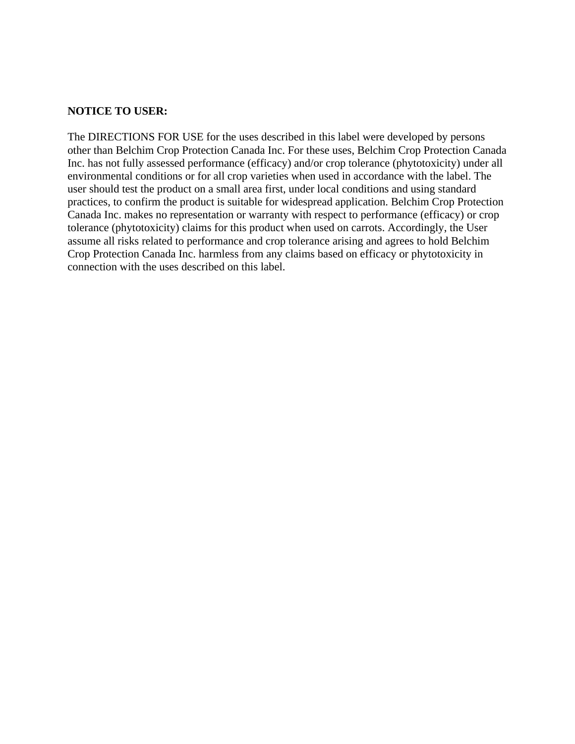**NOTICE TO USER:**

The DIRECTIONS FOR USE for the uses described in this label were developed by persons other than Belchim Crop Protection Canada Inc. For these uses, Belchim Crop Protection Canada Inc. has not fully assessed performance (efficacy) and/or crop tolerance (phytotoxicity) under all environmental conditions or for all crop varieties when used in accordance with the label. The user should test the product on a small area first, under local conditions and using standard practices, to confirm the product is suitable for widespread application. Belchim Crop Protection Canada Inc. makes no representation or warranty with respect to performance (efficacy) or crop tolerance (phytotoxicity) claims for this product when used on carrots. Accordingly, the User assume all risks related to performance and crop tolerance arising and agrees to hold Belchim Crop Protection Canada Inc. harmless from any claims based on efficacy or phytotoxicity in connection with the uses described on this label.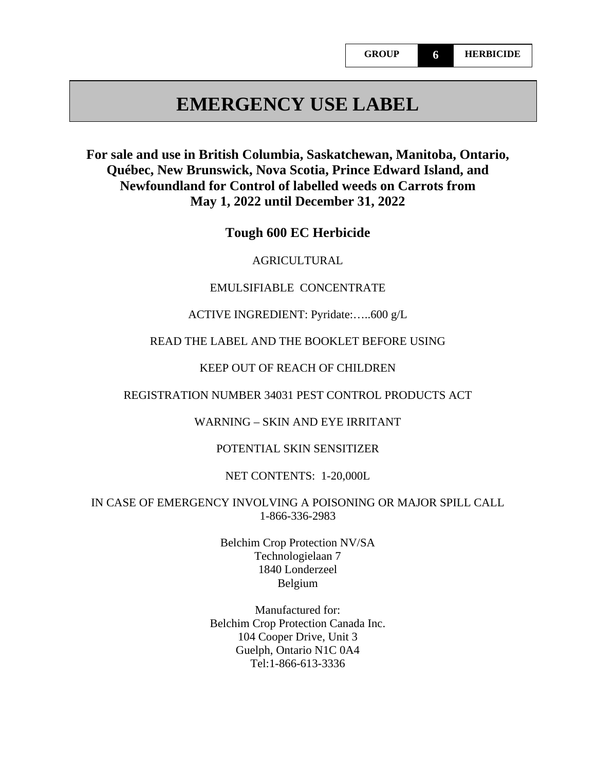| GROUP | 6 | HERBICIDE |
|---|---|---|

# EMERGENCY USE LABEL

**For sale and use in British Columbia, Saskatchewan, Manitoba, Ontario, Québec, New Brunswick, Nova Scotia, Prince Edward Island, and Newfoundland for Control of labelled weeds on Carrots from May 1, 2022 until December 31, 2022**

## Tough 600 EC Herbicide

AGRICULTURAL

EMULSIFIABLE CONCENTRATE

ACTIVE INGREDIENT: Pyridate:…..600 g/L

READ THE LABEL AND THE BOOKLET BEFORE USING

KEEP OUT OF REACH OF CHILDREN

REGISTRATION NUMBER 34031 PEST CONTROL PRODUCTS ACT

WARNING – SKIN AND EYE IRRITANT

POTENTIAL SKIN SENSITIZER

NET CONTENTS: 1-20,000L

IN CASE OF EMERGENCY INVOLVING A POISONING OR MAJOR SPILL CALL 1-866-336-2983

Belchim Crop Protection NV/SA
Technologielaan 7
1840 Londerzeel
Belgium

Manufactured for:
Belchim Crop Protection Canada Inc.
104 Cooper Drive, Unit 3
Guelph, Ontario N1C 0A4
Tel:1-866-613-3336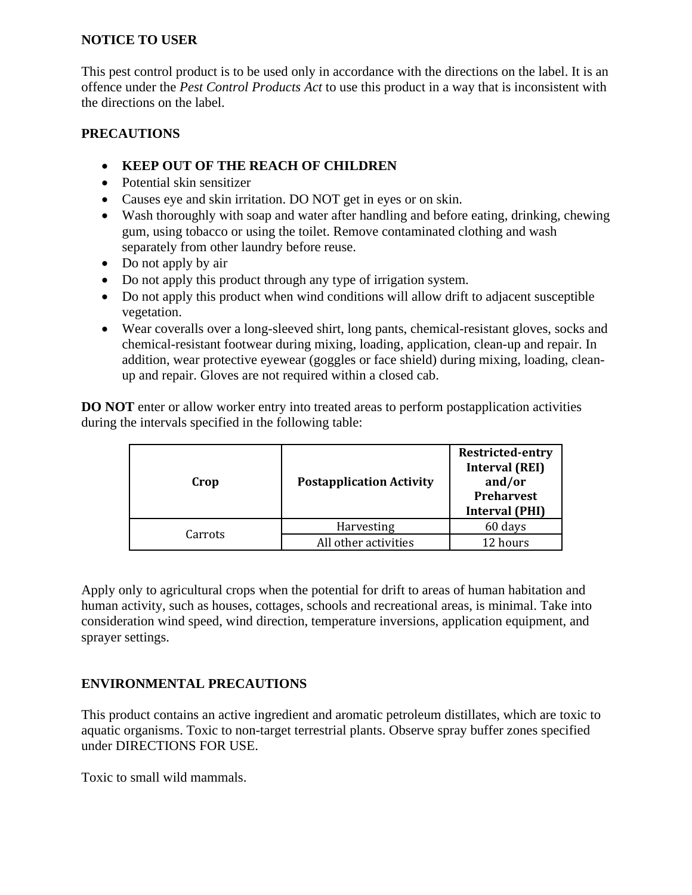**NOTICE TO USER**

This pest control product is to be used only in accordance with the directions on the label. It is an offence under the *Pest Control Products Act* to use this product in a way that is inconsistent with the directions on the label.

**PRECAUTIONS**

- **KEEP OUT OF THE REACH OF CHILDREN**
- Potential skin sensitizer
- Causes eye and skin irritation. DO NOT get in eyes or on skin.
- Wash thoroughly with soap and water after handling and before eating, drinking, chewing gum, using tobacco or using the toilet. Remove contaminated clothing and wash separately from other laundry before reuse.
- Do not apply by air
- Do not apply this product through any type of irrigation system.
- Do not apply this product when wind conditions will allow drift to adjacent susceptible vegetation.
- Wear coveralls over a long-sleeved shirt, long pants, chemical-resistant gloves, socks and chemical-resistant footwear during mixing, loading, application, clean-up and repair. In addition, wear protective eyewear (goggles or face shield) during mixing, loading, clean-up and repair. Gloves are not required within a closed cab.

**DO NOT** enter or allow worker entry into treated areas to perform postapplication activities during the intervals specified in the following table:

| Crop | Postapplication Activity | Restricted-entry Interval (REI) and/or Preharvest Interval (PHI) |
|---|---|---|
| Carrots | Harvesting | 60 days |
| | All other activities | 12 hours |

Apply only to agricultural crops when the potential for drift to areas of human habitation and human activity, such as houses, cottages, schools and recreational areas, is minimal. Take into consideration wind speed, wind direction, temperature inversions, application equipment, and sprayer settings.

**ENVIRONMENTAL PRECAUTIONS**

This product contains an active ingredient and aromatic petroleum distillates, which are toxic to aquatic organisms. Toxic to non-target terrestrial plants. Observe spray buffer zones specified under DIRECTIONS FOR USE.

Toxic to small wild mammals.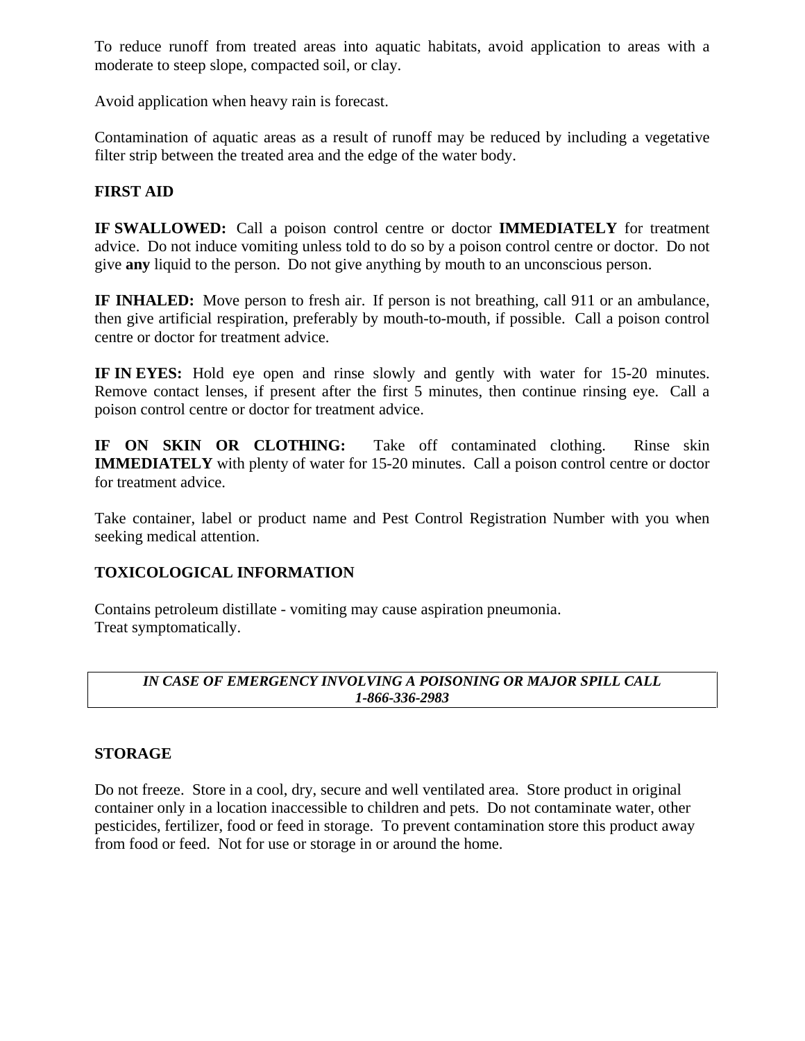To reduce runoff from treated areas into aquatic habitats, avoid application to areas with a moderate to steep slope, compacted soil, or clay.

Avoid application when heavy rain is forecast.

Contamination of aquatic areas as a result of runoff may be reduced by including a vegetative filter strip between the treated area and the edge of the water body.

**FIRST AID**

**IF SWALLOWED:** Call a poison control centre or doctor **IMMEDIATELY** for treatment advice. Do not induce vomiting unless told to do so by a poison control centre or doctor. Do not give **any** liquid to the person. Do not give anything by mouth to an unconscious person.

**IF INHALED:** Move person to fresh air. If person is not breathing, call 911 or an ambulance, then give artificial respiration, preferably by mouth-to-mouth, if possible. Call a poison control centre or doctor for treatment advice.

**IF IN EYES:** Hold eye open and rinse slowly and gently with water for 15-20 minutes. Remove contact lenses, if present after the first 5 minutes, then continue rinsing eye. Call a poison control centre or doctor for treatment advice.

**IF ON SKIN OR CLOTHING:** Take off contaminated clothing. Rinse skin **IMMEDIATELY** with plenty of water for 15-20 minutes. Call a poison control centre or doctor for treatment advice.

Take container, label or product name and Pest Control Registration Number with you when seeking medical attention.

**TOXICOLOGICAL INFORMATION**

Contains petroleum distillate - vomiting may cause aspiration pneumonia.
Treat symptomatically.

***IN CASE OF EMERGENCY INVOLVING A POISONING OR MAJOR SPILL CALL 1-866-336-2983***

**STORAGE**

Do not freeze. Store in a cool, dry, secure and well ventilated area. Store product in original container only in a location inaccessible to children and pets. Do not contaminate water, other pesticides, fertilizer, food or feed in storage. To prevent contamination store this product away from food or feed. Not for use or storage in or around the home.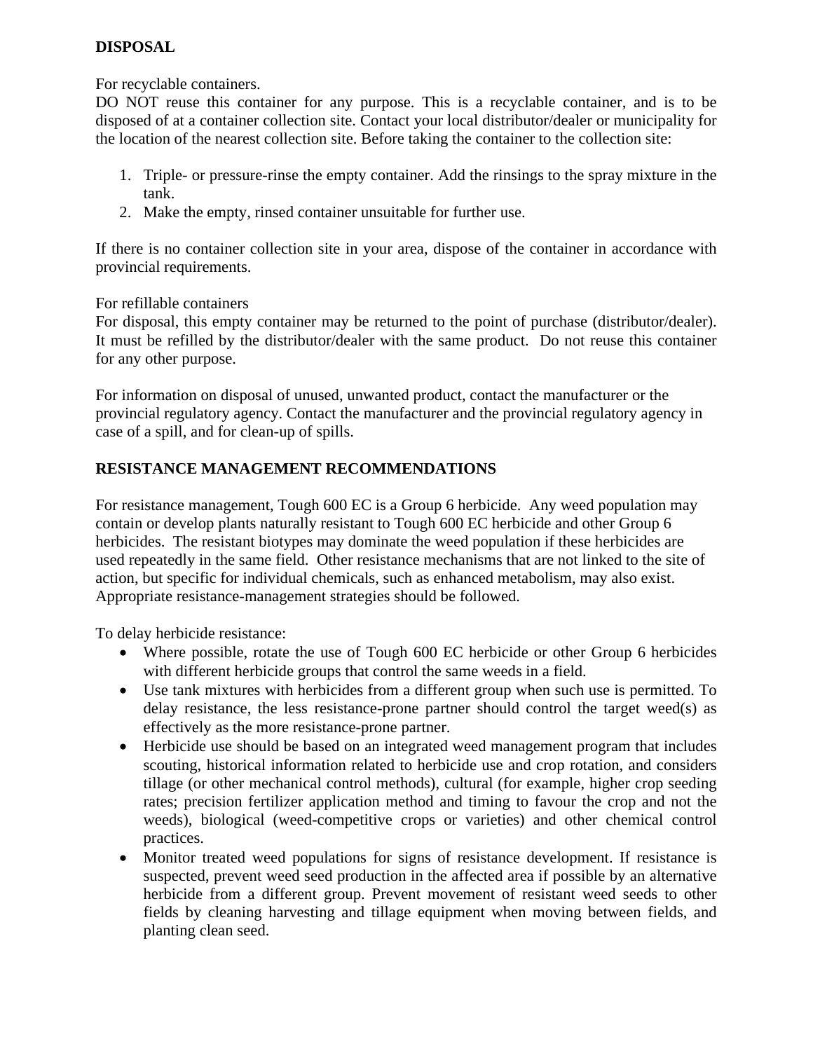## DISPOSAL

For recyclable containers.

DO NOT reuse this container for any purpose. This is a recyclable container, and is to be disposed of at a container collection site. Contact your local distributor/dealer or municipality for the location of the nearest collection site. Before taking the container to the collection site:

1. Triple- or pressure-rinse the empty container. Add the rinsings to the spray mixture in the tank.
2. Make the empty, rinsed container unsuitable for further use.

If there is no container collection site in your area, dispose of the container in accordance with provincial requirements.

For refillable containers

For disposal, this empty container may be returned to the point of purchase (distributor/dealer). It must be refilled by the distributor/dealer with the same product. Do not reuse this container for any other purpose.

For information on disposal of unused, unwanted product, contact the manufacturer or the provincial regulatory agency. Contact the manufacturer and the provincial regulatory agency in case of a spill, and for clean-up of spills.

## RESISTANCE MANAGEMENT RECOMMENDATIONS

For resistance management, Tough 600 EC is a Group 6 herbicide. Any weed population may contain or develop plants naturally resistant to Tough 600 EC herbicide and other Group 6 herbicides. The resistant biotypes may dominate the weed population if these herbicides are used repeatedly in the same field. Other resistance mechanisms that are not linked to the site of action, but specific for individual chemicals, such as enhanced metabolism, may also exist. Appropriate resistance-management strategies should be followed.

To delay herbicide resistance:

- Where possible, rotate the use of Tough 600 EC herbicide or other Group 6 herbicides with different herbicide groups that control the same weeds in a field.
- Use tank mixtures with herbicides from a different group when such use is permitted. To delay resistance, the less resistance-prone partner should control the target weed(s) as effectively as the more resistance-prone partner.
- Herbicide use should be based on an integrated weed management program that includes scouting, historical information related to herbicide use and crop rotation, and considers tillage (or other mechanical control methods), cultural (for example, higher crop seeding rates; precision fertilizer application method and timing to favour the crop and not the weeds), biological (weed-competitive crops or varieties) and other chemical control practices.
- Monitor treated weed populations for signs of resistance development. If resistance is suspected, prevent weed seed production in the affected area if possible by an alternative herbicide from a different group. Prevent movement of resistant weed seeds to other fields by cleaning harvesting and tillage equipment when moving between fields, and planting clean seed.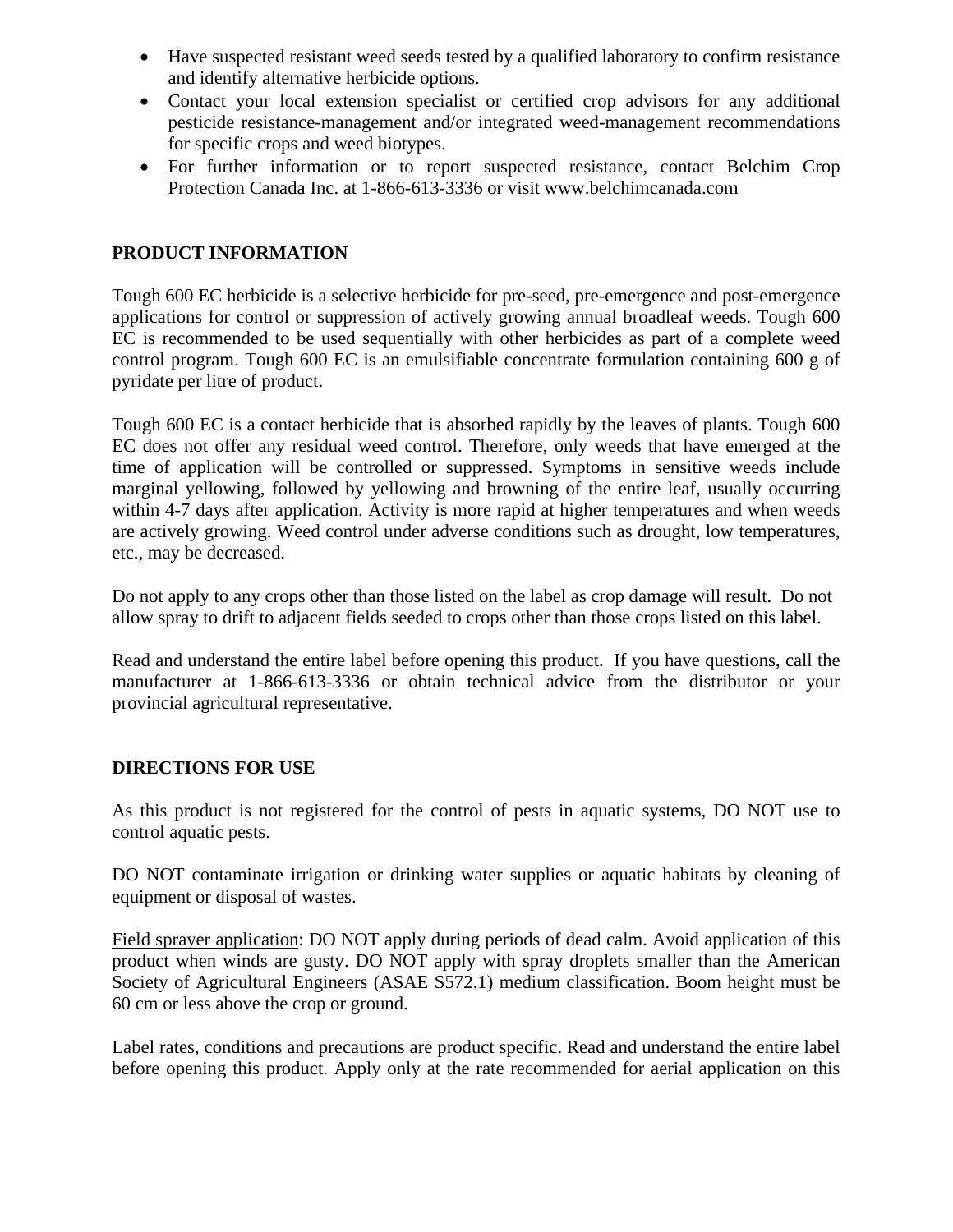- Have suspected resistant weed seeds tested by a qualified laboratory to confirm resistance and identify alternative herbicide options.
- Contact your local extension specialist or certified crop advisors for any additional pesticide resistance-management and/or integrated weed-management recommendations for specific crops and weed biotypes.
- For further information or to report suspected resistance, contact Belchim Crop Protection Canada Inc. at 1-866-613-3336 or visit www.belchimcanada.com

## PRODUCT INFORMATION

Tough 600 EC herbicide is a selective herbicide for pre-seed, pre-emergence and post-emergence applications for control or suppression of actively growing annual broadleaf weeds. Tough 600 EC is recommended to be used sequentially with other herbicides as part of a complete weed control program. Tough 600 EC is an emulsifiable concentrate formulation containing 600 g of pyridate per litre of product.

Tough 600 EC is a contact herbicide that is absorbed rapidly by the leaves of plants. Tough 600 EC does not offer any residual weed control. Therefore, only weeds that have emerged at the time of application will be controlled or suppressed. Symptoms in sensitive weeds include marginal yellowing, followed by yellowing and browning of the entire leaf, usually occurring within 4-7 days after application. Activity is more rapid at higher temperatures and when weeds are actively growing. Weed control under adverse conditions such as drought, low temperatures, etc., may be decreased.

Do not apply to any crops other than those listed on the label as crop damage will result. Do not allow spray to drift to adjacent fields seeded to crops other than those crops listed on this label.

Read and understand the entire label before opening this product. If you have questions, call the manufacturer at 1-866-613-3336 or obtain technical advice from the distributor or your provincial agricultural representative.

## DIRECTIONS FOR USE

As this product is not registered for the control of pests in aquatic systems, DO NOT use to control aquatic pests.

DO NOT contaminate irrigation or drinking water supplies or aquatic habitats by cleaning of equipment or disposal of wastes.

<u>Field sprayer application</u>: DO NOT apply during periods of dead calm. Avoid application of this product when winds are gusty. DO NOT apply with spray droplets smaller than the American Society of Agricultural Engineers (ASAE S572.1) medium classification. Boom height must be 60 cm or less above the crop or ground.

Label rates, conditions and precautions are product specific. Read and understand the entire label before opening this product. Apply only at the rate recommended for aerial application on this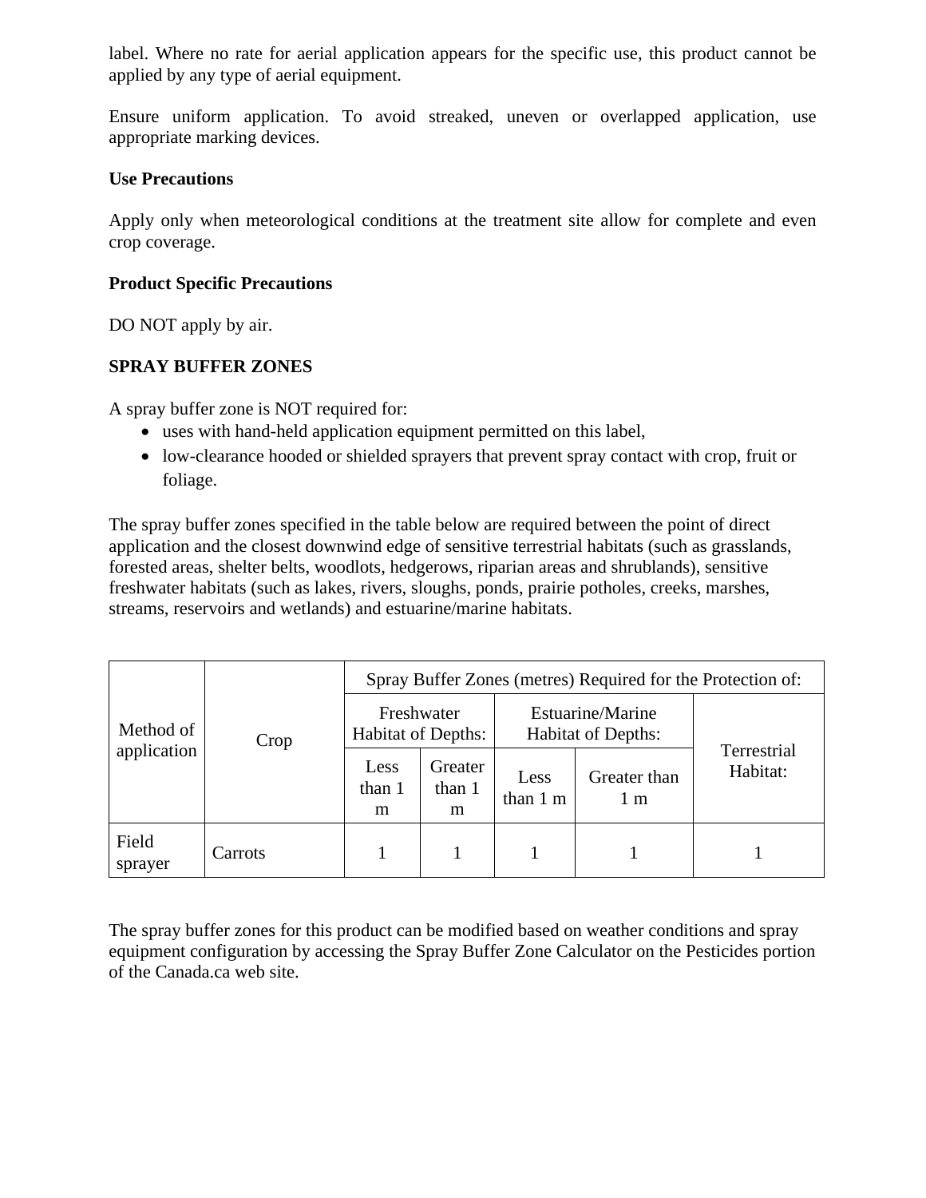label. Where no rate for aerial application appears for the specific use, this product cannot be applied by any type of aerial equipment.

Ensure uniform application. To avoid streaked, uneven or overlapped application, use appropriate marking devices.

**Use Precautions**

Apply only when meteorological conditions at the treatment site allow for complete and even crop coverage.

**Product Specific Precautions**

DO NOT apply by air.

**SPRAY BUFFER ZONES**

A spray buffer zone is NOT required for:

- uses with hand-held application equipment permitted on this label,
- low-clearance hooded or shielded sprayers that prevent spray contact with crop, fruit or foliage.

The spray buffer zones specified in the table below are required between the point of direct application and the closest downwind edge of sensitive terrestrial habitats (such as grasslands, forested areas, shelter belts, woodlots, hedgerows, riparian areas and shrublands), sensitive freshwater habitats (such as lakes, rivers, sloughs, ponds, prairie potholes, creeks, marshes, streams, reservoirs and wetlands) and estuarine/marine habitats.

| Method of application | Crop | Spray Buffer Zones (metres) Required for the Protection of: | | | | |
|---|---|---|---|---|---|---|
| | | Freshwater Habitat of Depths: | | Estuarine/Marine Habitat of Depths: | | Terrestrial Habitat: |
| | | Less than 1 m | Greater than 1 m | Less than 1 m | Greater than 1 m | |
| Field sprayer | Carrots | 1 | 1 | 1 | 1 | 1 |

The spray buffer zones for this product can be modified based on weather conditions and spray equipment configuration by accessing the Spray Buffer Zone Calculator on the Pesticides portion of the Canada.ca web site.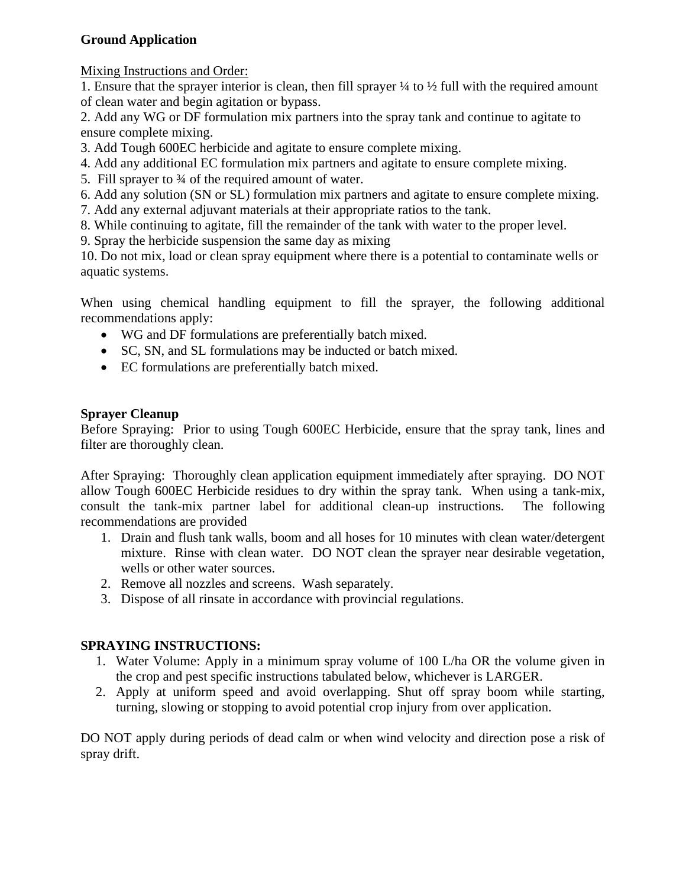**Ground Application**

Mixing Instructions and Order:

1. Ensure that the sprayer interior is clean, then fill sprayer ¼ to ½ full with the required amount of clean water and begin agitation or bypass.
2. Add any WG or DF formulation mix partners into the spray tank and continue to agitate to ensure complete mixing.
3. Add Tough 600EC herbicide and agitate to ensure complete mixing.
4. Add any additional EC formulation mix partners and agitate to ensure complete mixing.
5. Fill sprayer to ¾ of the required amount of water.
6. Add any solution (SN or SL) formulation mix partners and agitate to ensure complete mixing.
7. Add any external adjuvant materials at their appropriate ratios to the tank.
8. While continuing to agitate, fill the remainder of the tank with water to the proper level.
9. Spray the herbicide suspension the same day as mixing
10. Do not mix, load or clean spray equipment where there is a potential to contaminate wells or aquatic systems.

When using chemical handling equipment to fill the sprayer, the following additional recommendations apply:

- WG and DF formulations are preferentially batch mixed.
- SC, SN, and SL formulations may be inducted or batch mixed.
- EC formulations are preferentially batch mixed.

**Sprayer Cleanup**

Before Spraying: Prior to using Tough 600EC Herbicide, ensure that the spray tank, lines and filter are thoroughly clean.

After Spraying: Thoroughly clean application equipment immediately after spraying. DO NOT allow Tough 600EC Herbicide residues to dry within the spray tank. When using a tank-mix, consult the tank-mix partner label for additional clean-up instructions. The following recommendations are provided

1. Drain and flush tank walls, boom and all hoses for 10 minutes with clean water/detergent mixture. Rinse with clean water. DO NOT clean the sprayer near desirable vegetation, wells or other water sources.
2. Remove all nozzles and screens. Wash separately.
3. Dispose of all rinsate in accordance with provincial regulations.

**SPRAYING INSTRUCTIONS:**

1. Water Volume: Apply in a minimum spray volume of 100 L/ha OR the volume given in the crop and pest specific instructions tabulated below, whichever is LARGER.
2. Apply at uniform speed and avoid overlapping. Shut off spray boom while starting, turning, slowing or stopping to avoid potential crop injury from over application.

DO NOT apply during periods of dead calm or when wind velocity and direction pose a risk of spray drift.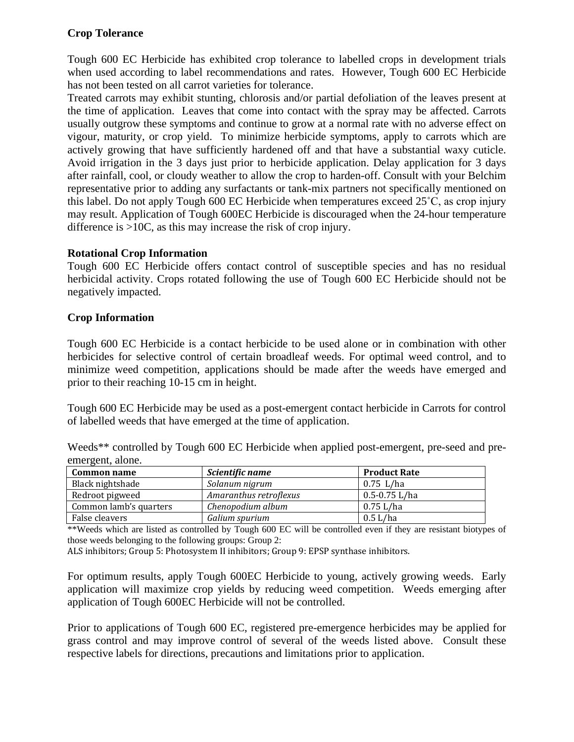**Crop Tolerance**

Tough 600 EC Herbicide has exhibited crop tolerance to labelled crops in development trials when used according to label recommendations and rates. However, Tough 600 EC Herbicide has not been tested on all carrot varieties for tolerance.
Treated carrots may exhibit stunting, chlorosis and/or partial defoliation of the leaves present at the time of application. Leaves that come into contact with the spray may be affected. Carrots usually outgrow these symptoms and continue to grow at a normal rate with no adverse effect on vigour, maturity, or crop yield. To minimize herbicide symptoms, apply to carrots which are actively growing that have sufficiently hardened off and that have a substantial waxy cuticle. Avoid irrigation in the 3 days just prior to herbicide application. Delay application for 3 days after rainfall, cool, or cloudy weather to allow the crop to harden-off. Consult with your Belchim representative prior to adding any surfactants or tank-mix partners not specifically mentioned on this label. Do not apply Tough 600 EC Herbicide when temperatures exceed 25˚C, as crop injury may result. Application of Tough 600EC Herbicide is discouraged when the 24-hour temperature difference is >10C, as this may increase the risk of crop injury.

**Rotational Crop Information**

Tough 600 EC Herbicide offers contact control of susceptible species and has no residual herbicidal activity. Crops rotated following the use of Tough 600 EC Herbicide should not be negatively impacted.

**Crop Information**

Tough 600 EC Herbicide is a contact herbicide to be used alone or in combination with other herbicides for selective control of certain broadleaf weeds. For optimal weed control, and to minimize weed competition, applications should be made after the weeds have emerged and prior to their reaching 10-15 cm in height.

Tough 600 EC Herbicide may be used as a post-emergent contact herbicide in Carrots for control of labelled weeds that have emerged at the time of application.

Weeds** controlled by Tough 600 EC Herbicide when applied post-emergent, pre-seed and pre-emergent, alone.

| **Common name** | ***Scientific name*** | **Product Rate** |
|---|---|---|
| Black nightshade | *Solanum nigrum* | 0.75 L/ha |
| Redroot pigweed | *Amaranthus retroflexus* | 0.5-0.75 L/ha |
| Common lamb's quarters | *Chenopodium album* | 0.75 L/ha |
| False cleavers | *Galium spurium* | 0.5 L/ha |

**Weeds which are listed as controlled by Tough 600 EC will be controlled even if they are resistant biotypes of those weeds belonging to the following groups: Group 2: ALS inhibitors; Group 5: Photosystem II inhibitors; Group 9: EPSP synthase inhibitors.

For optimum results, apply Tough 600EC Herbicide to young, actively growing weeds. Early application will maximize crop yields by reducing weed competition. Weeds emerging after application of Tough 600EC Herbicide will not be controlled.

Prior to applications of Tough 600 EC, registered pre-emergence herbicides may be applied for grass control and may improve control of several of the weeds listed above. Consult these respective labels for directions, precautions and limitations prior to application.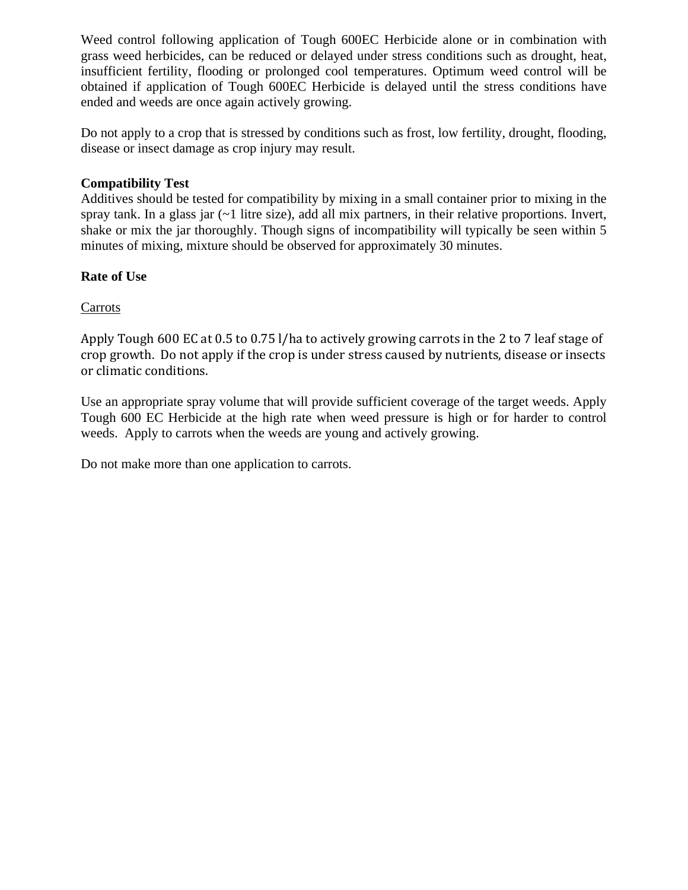Weed control following application of Tough 600EC Herbicide alone or in combination with grass weed herbicides, can be reduced or delayed under stress conditions such as drought, heat, insufficient fertility, flooding or prolonged cool temperatures. Optimum weed control will be obtained if application of Tough 600EC Herbicide is delayed until the stress conditions have ended and weeds are once again actively growing.

Do not apply to a crop that is stressed by conditions such as frost, low fertility, drought, flooding, disease or insect damage as crop injury may result.

**Compatibility Test**

Additives should be tested for compatibility by mixing in a small container prior to mixing in the spray tank. In a glass jar (~1 litre size), add all mix partners, in their relative proportions. Invert, shake or mix the jar thoroughly. Though signs of incompatibility will typically be seen within 5 minutes of mixing, mixture should be observed for approximately 30 minutes.

**Rate of Use**

Carrots

Apply Tough 600 EC at 0.5 to 0.75 l/ha to actively growing carrots in the 2 to 7 leaf stage of crop growth. Do not apply if the crop is under stress caused by nutrients, disease or insects or climatic conditions.

Use an appropriate spray volume that will provide sufficient coverage of the target weeds. Apply Tough 600 EC Herbicide at the high rate when weed pressure is high or for harder to control weeds. Apply to carrots when the weeds are young and actively growing.

Do not make more than one application to carrots.